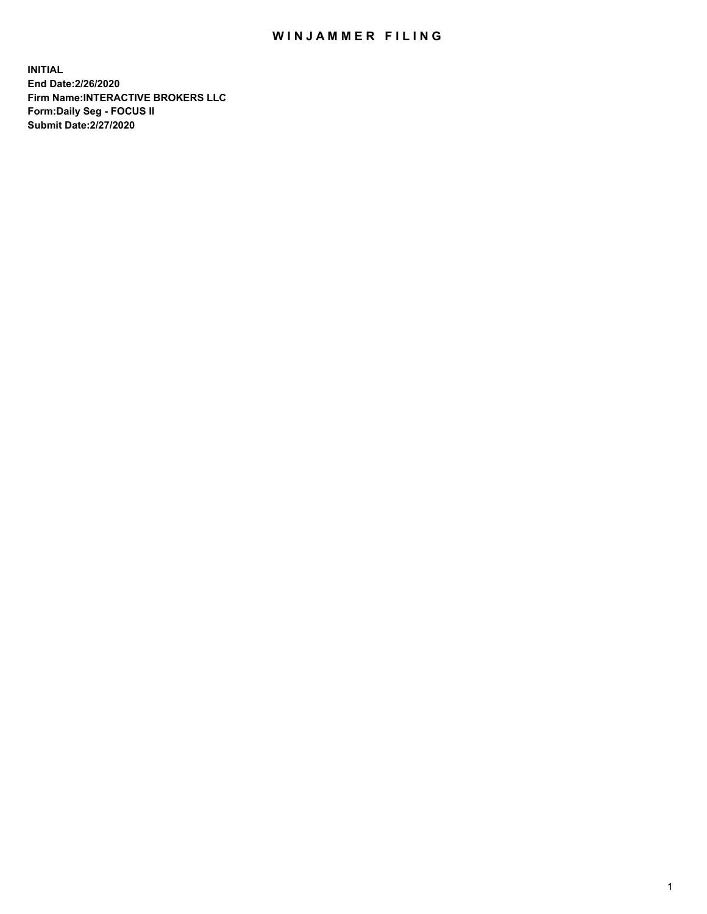# WINJAMMER FILING

**INITIAL**
**End Date:2/26/2020**
**Firm Name:INTERACTIVE BROKERS LLC**
**Form:Daily Seg - FOCUS II**
**Submit Date:2/27/2020**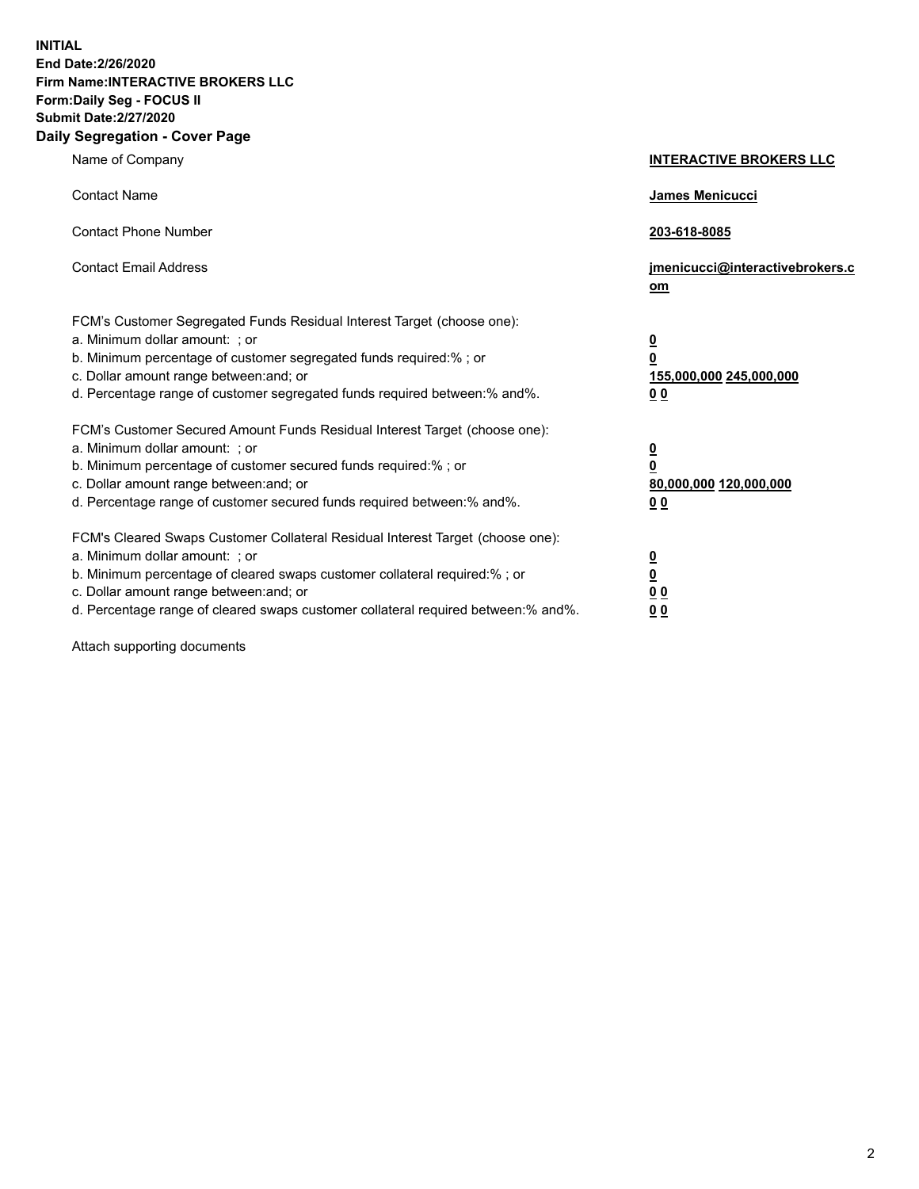**INITIAL**
**End Date:2/26/2020**
**Firm Name:INTERACTIVE BROKERS LLC**
**Form:Daily Seg - FOCUS II**
**Submit Date:2/27/2020**
**Daily Segregation - Cover Page**

| | |
|---|---|
| Name of Company | **INTERACTIVE BROKERS LLC** |
| Contact Name | **James Menicucci** |
| Contact Phone Number | **203-618-8085** |
| Contact Email Address | **jmenicucci@interactivebrokers.com** |

FCM's Customer Segregated Funds Residual Interest Target (choose one):

| | |
|---|---|
| a. Minimum dollar amount: ; or | **0** |
| b. Minimum percentage of customer segregated funds required:% ; or | **0** |
| c. Dollar amount range between:and; or | **155,000,000** **245,000,000** |
| d. Percentage range of customer segregated funds required between:% and%. | **0** **0** |

FCM's Customer Secured Amount Funds Residual Interest Target (choose one):

| | |
|---|---|
| a. Minimum dollar amount: ; or | **0** |
| b. Minimum percentage of customer secured funds required:% ; or | **0** |
| c. Dollar amount range between:and; or | **80,000,000** **120,000,000** |
| d. Percentage range of customer secured funds required between:% and%. | **0** **0** |

FCM's Cleared Swaps Customer Collateral Residual Interest Target (choose one):

| | |
|---|---|
| a. Minimum dollar amount: ; or | **0** |
| b. Minimum percentage of cleared swaps customer collateral required:% ; or | **0** |
| c. Dollar amount range between:and; or | **0** **0** |
| d. Percentage range of cleared swaps customer collateral required between:% and%. | **0** **0** |

Attach supporting documents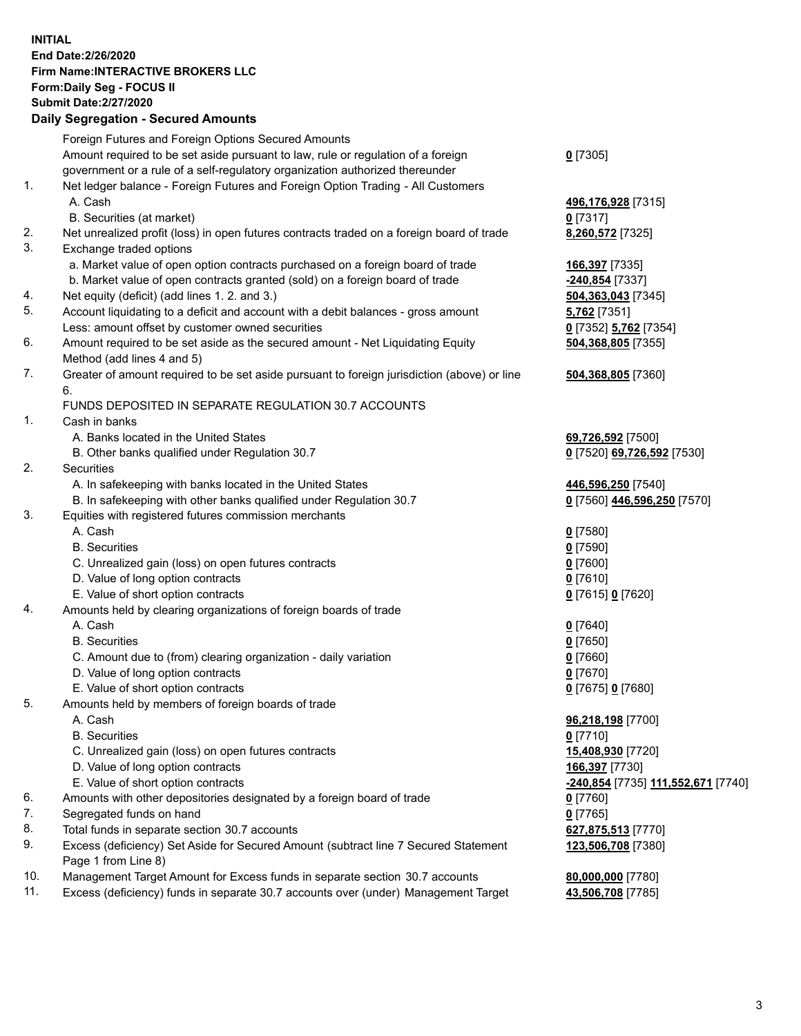**INITIAL**
**End Date:2/26/2020**
**Firm Name:INTERACTIVE BROKERS LLC**
**Form:Daily Seg - FOCUS II**
**Submit Date:2/27/2020**

**Daily Segregation - Secured Amounts**

| | | |
|---|---|---|
| | Foreign Futures and Foreign Options Secured Amounts | |
| | Amount required to be set aside pursuant to law, rule or regulation of a foreign government or a rule of a self-regulatory organization authorized thereunder | **0** [7305] |
| 1. | Net ledger balance - Foreign Futures and Foreign Option Trading - All Customers | |
| | A. Cash | **496,176,928** [7315] |
| | B. Securities (at market) | **0** [7317] |
| 2. | Net unrealized profit (loss) in open futures contracts traded on a foreign board of trade | **8,260,572** [7325] |
| 3. | Exchange traded options | |
| | a. Market value of open option contracts purchased on a foreign board of trade | **166,397** [7335] |
| | b. Market value of open contracts granted (sold) on a foreign board of trade | **-240,854** [7337] |
| 4. | Net equity (deficit) (add lines 1. 2. and 3.) | **504,363,043** [7345] |
| 5. | Account liquidating to a deficit and account with a debit balances - gross amount | **5,762** [7351] |
| | Less: amount offset by customer owned securities | **0** [7352] **5,762** [7354] |
| 6. | Amount required to be set aside as the secured amount - Net Liquidating Equity Method (add lines 4 and 5) | **504,368,805** [7355] |
| 7. | Greater of amount required to be set aside pursuant to foreign jurisdiction (above) or line 6. | **504,368,805** [7360] |
| | FUNDS DEPOSITED IN SEPARATE REGULATION 30.7 ACCOUNTS | |
| 1. | Cash in banks | |
| | A. Banks located in the United States | **69,726,592** [7500] |
| | B. Other banks qualified under Regulation 30.7 | **0** [7520] **69,726,592** [7530] |
| 2. | Securities | |
| | A. In safekeeping with banks located in the United States | **446,596,250** [7540] |
| | B. In safekeeping with other banks qualified under Regulation 30.7 | **0** [7560] **446,596,250** [7570] |
| 3. | Equities with registered futures commission merchants | |
| | A. Cash | **0** [7580] |
| | B. Securities | **0** [7590] |
| | C. Unrealized gain (loss) on open futures contracts | **0** [7600] |
| | D. Value of long option contracts | **0** [7610] |
| | E. Value of short option contracts | **0** [7615] **0** [7620] |
| 4. | Amounts held by clearing organizations of foreign boards of trade | |
| | A. Cash | **0** [7640] |
| | B. Securities | **0** [7650] |
| | C. Amount due to (from) clearing organization - daily variation | **0** [7660] |
| | D. Value of long option contracts | **0** [7670] |
| | E. Value of short option contracts | **0** [7675] **0** [7680] |
| 5. | Amounts held by members of foreign boards of trade | |
| | A. Cash | **96,218,198** [7700] |
| | B. Securities | **0** [7710] |
| | C. Unrealized gain (loss) on open futures contracts | **15,408,930** [7720] |
| | D. Value of long option contracts | **166,397** [7730] |
| | E. Value of short option contracts | **-240,854** [7735] **111,552,671** [7740] |
| 6. | Amounts with other depositories designated by a foreign board of trade | **0** [7760] |
| 7. | Segregated funds on hand | **0** [7765] |
| 8. | Total funds in separate section 30.7 accounts | **627,875,513** [7770] |
| 9. | Excess (deficiency) Set Aside for Secured Amount (subtract line 7 Secured Statement Page 1 from Line 8) | **123,506,708** [7380] |
| 10. | Management Target Amount for Excess funds in separate section 30.7 accounts | **80,000,000** [7780] |
| 11. | Excess (deficiency) funds in separate 30.7 accounts over (under) Management Target | **43,506,708** [7785] |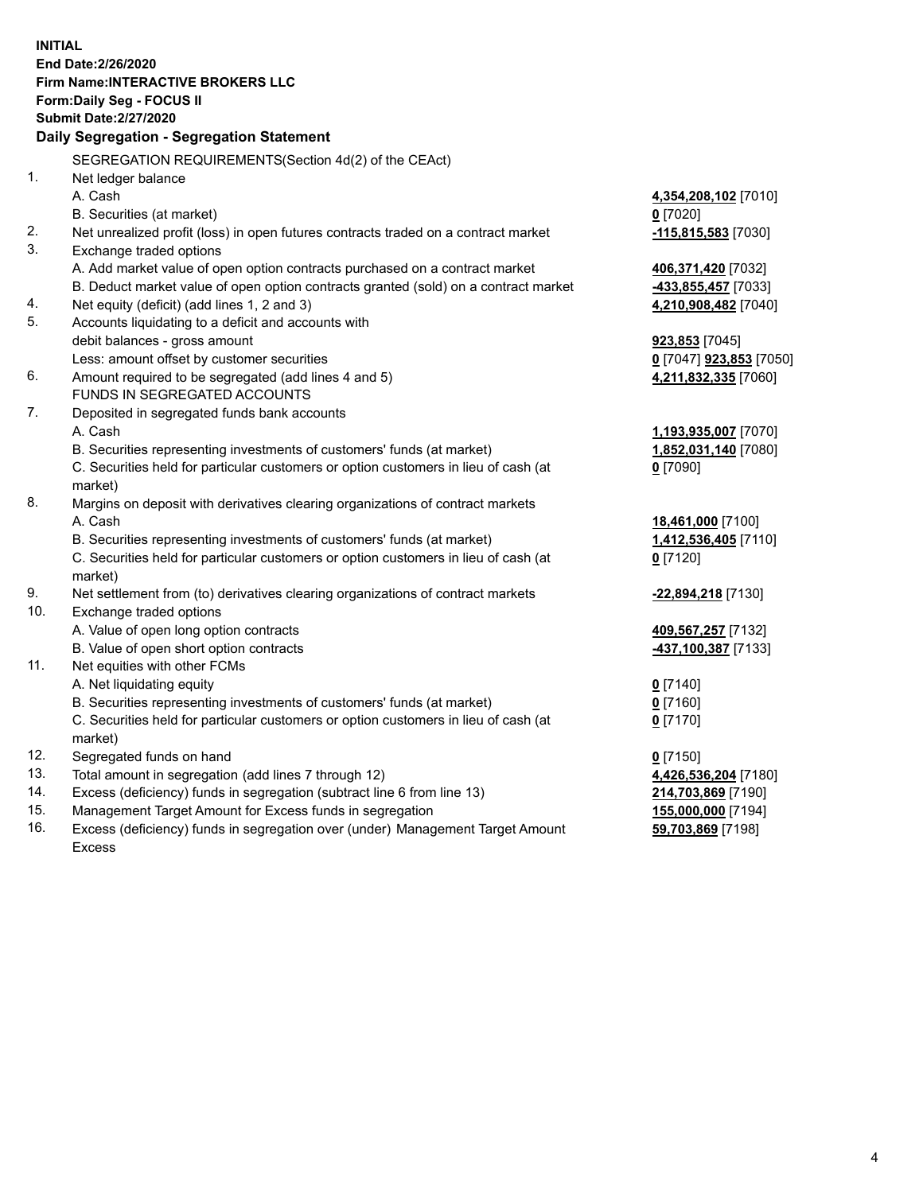**INITIAL**
**End Date:2/26/2020**
**Firm Name:INTERACTIVE BROKERS LLC**
**Form:Daily Seg - FOCUS II**
**Submit Date:2/27/2020**

**Daily Segregation - Segregation Statement**

| | | |
|---|---|---|
| | SEGREGATION REQUIREMENTS(Section 4d(2) of the CEAct) | |
| 1. | Net ledger balance | |
| | A. Cash | **4,354,208,102** [7010] |
| | B. Securities (at market) | **0** [7020] |
| 2. | Net unrealized profit (loss) in open futures contracts traded on a contract market | **-115,815,583** [7030] |
| 3. | Exchange traded options | |
| | A. Add market value of open option contracts purchased on a contract market | **406,371,420** [7032] |
| | B. Deduct market value of open option contracts granted (sold) on a contract market | **-433,855,457** [7033] |
| 4. | Net equity (deficit) (add lines 1, 2 and 3) | **4,210,908,482** [7040] |
| 5. | Accounts liquidating to a deficit and accounts with | |
| | debit balances - gross amount | **923,853** [7045] |
| | Less: amount offset by customer securities | **0** [7047] **923,853** [7050] |
| 6. | Amount required to be segregated (add lines 4 and 5) | **4,211,832,335** [7060] |
| | FUNDS IN SEGREGATED ACCOUNTS | |
| 7. | Deposited in segregated funds bank accounts | |
| | A. Cash | **1,193,935,007** [7070] |
| | B. Securities representing investments of customers' funds (at market) | **1,852,031,140** [7080] |
| | C. Securities held for particular customers or option customers in lieu of cash (at market) | **0** [7090] |
| 8. | Margins on deposit with derivatives clearing organizations of contract markets | |
| | A. Cash | **18,461,000** [7100] |
| | B. Securities representing investments of customers' funds (at market) | **1,412,536,405** [7110] |
| | C. Securities held for particular customers or option customers in lieu of cash (at market) | **0** [7120] |
| 9. | Net settlement from (to) derivatives clearing organizations of contract markets | **-22,894,218** [7130] |
| 10. | Exchange traded options | |
| | A. Value of open long option contracts | **409,567,257** [7132] |
| | B. Value of open short option contracts | **-437,100,387** [7133] |
| 11. | Net equities with other FCMs | |
| | A. Net liquidating equity | **0** [7140] |
| | B. Securities representing investments of customers' funds (at market) | **0** [7160] |
| | C. Securities held for particular customers or option customers in lieu of cash (at market) | **0** [7170] |
| 12. | Segregated funds on hand | **0** [7150] |
| 13. | Total amount in segregation (add lines 7 through 12) | **4,426,536,204** [7180] |
| 14. | Excess (deficiency) funds in segregation (subtract line 6 from line 13) | **214,703,869** [7190] |
| 15. | Management Target Amount for Excess funds in segregation | **155,000,000** [7194] |
| 16. | Excess (deficiency) funds in segregation over (under) Management Target Amount Excess | **59,703,869** [7198] |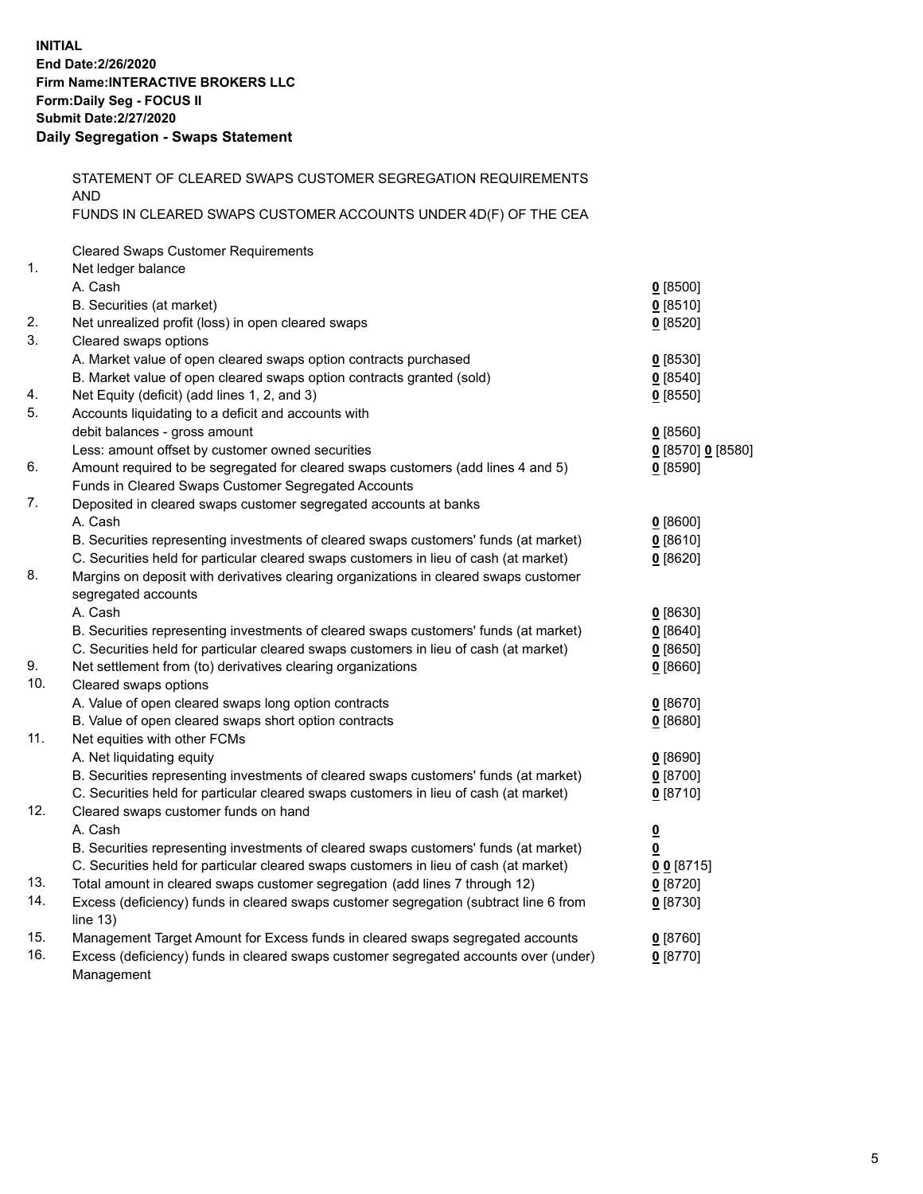**INITIAL**
**End Date:2/26/2020**
**Firm Name:INTERACTIVE BROKERS LLC**
**Form:Daily Seg - FOCUS II**
**Submit Date:2/27/2020**
**Daily Segregation - Swaps Statement**

STATEMENT OF CLEARED SWAPS CUSTOMER SEGREGATION REQUIREMENTS AND FUNDS IN CLEARED SWAPS CUSTOMER ACCOUNTS UNDER 4D(F) OF THE CEA

| | | |
|---|---|---|
| | Cleared Swaps Customer Requirements | |
| 1. | Net ledger balance | |
| | A. Cash | 0 [8500] |
| | B. Securities (at market) | 0 [8510] |
| 2. | Net unrealized profit (loss) in open cleared swaps | 0 [8520] |
| 3. | Cleared swaps options | |
| | A. Market value of open cleared swaps option contracts purchased | 0 [8530] |
| | B. Market value of open cleared swaps option contracts granted (sold) | 0 [8540] |
| 4. | Net Equity (deficit) (add lines 1, 2, and 3) | 0 [8550] |
| 5. | Accounts liquidating to a deficit and accounts with debit balances - gross amount | 0 [8560] |
| | Less: amount offset by customer owned securities | 0 [8570] 0 [8580] |
| 6. | Amount required to be segregated for cleared swaps customers (add lines 4 and 5) | 0 [8590] |
| | Funds in Cleared Swaps Customer Segregated Accounts | |
| 7. | Deposited in cleared swaps customer segregated accounts at banks | |
| | A. Cash | 0 [8600] |
| | B. Securities representing investments of cleared swaps customers' funds (at market) | 0 [8610] |
| | C. Securities held for particular cleared swaps customers in lieu of cash (at market) | 0 [8620] |
| 8. | Margins on deposit with derivatives clearing organizations in cleared swaps customer segregated accounts | |
| | A. Cash | 0 [8630] |
| | B. Securities representing investments of cleared swaps customers' funds (at market) | 0 [8640] |
| | C. Securities held for particular cleared swaps customers in lieu of cash (at market) | 0 [8650] |
| 9. | Net settlement from (to) derivatives clearing organizations | 0 [8660] |
| 10. | Cleared swaps options | |
| | A. Value of open cleared swaps long option contracts | 0 [8670] |
| | B. Value of open cleared swaps short option contracts | 0 [8680] |
| 11. | Net equities with other FCMs | |
| | A. Net liquidating equity | 0 [8690] |
| | B. Securities representing investments of cleared swaps customers' funds (at market) | 0 [8700] |
| | C. Securities held for particular cleared swaps customers in lieu of cash (at market) | 0 [8710] |
| 12. | Cleared swaps customer funds on hand | |
| | A. Cash | 0 |
| | B. Securities representing investments of cleared swaps customers' funds (at market) | 0 |
| | C. Securities held for particular cleared swaps customers in lieu of cash (at market) | 0 0 [8715] |
| 13. | Total amount in cleared swaps customer segregation (add lines 7 through 12) | 0 [8720] |
| 14. | Excess (deficiency) funds in cleared swaps customer segregation (subtract line 6 from line 13) | 0 [8730] |
| 15. | Management Target Amount for Excess funds in cleared swaps segregated accounts | 0 [8760] |
| 16. | Excess (deficiency) funds in cleared swaps customer segregated accounts over (under) Management | 0 [8770] |